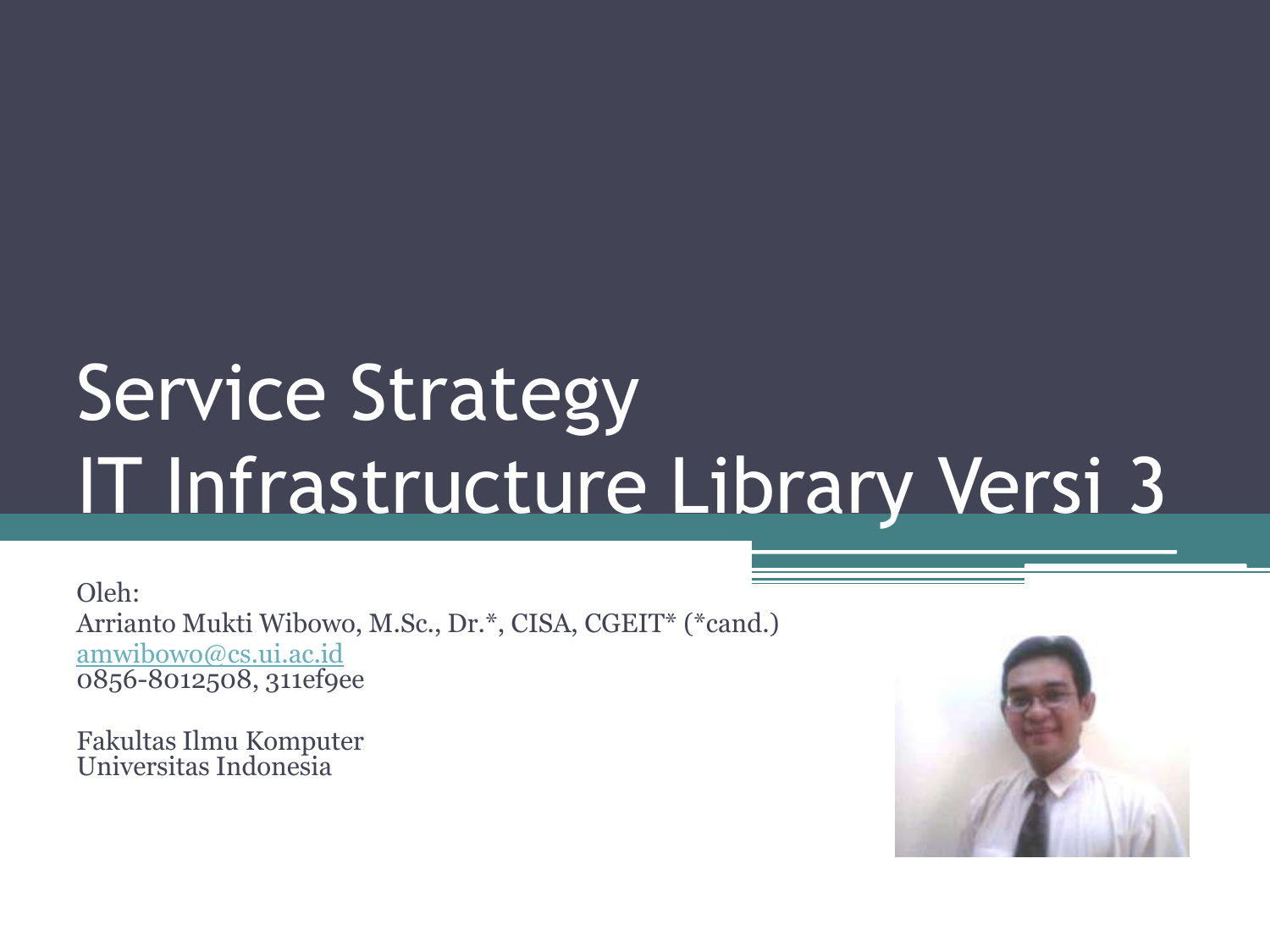# Service Strategy
# IT Infrastructure Library Versi 3

Oleh:
Arrianto Mukti Wibowo, M.Sc., Dr.*, CISA, CGEIT* (*cand.)
amwibowo@cs.ui.ac.id
0856-8012508, 311ef9ee

Fakultas Ilmu Komputer
Universitas Indonesia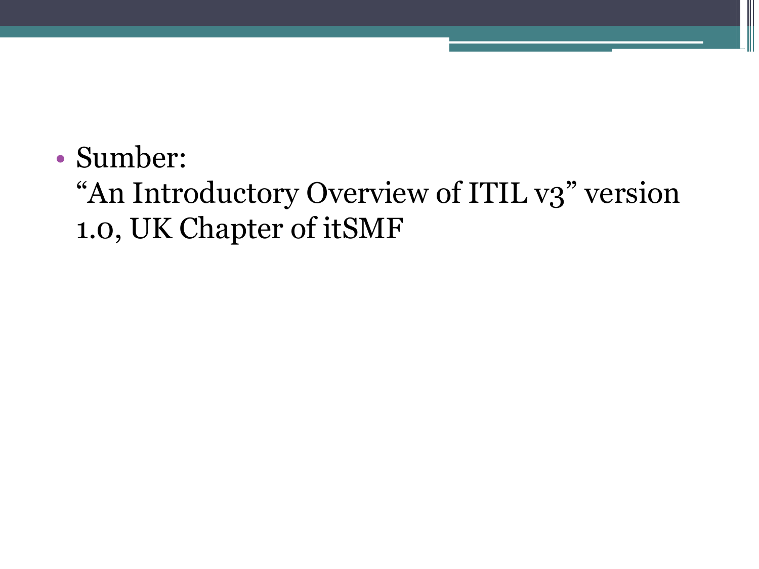- Sumber:
  "An Introductory Overview of ITIL v3" version 1.0, UK Chapter of itSMF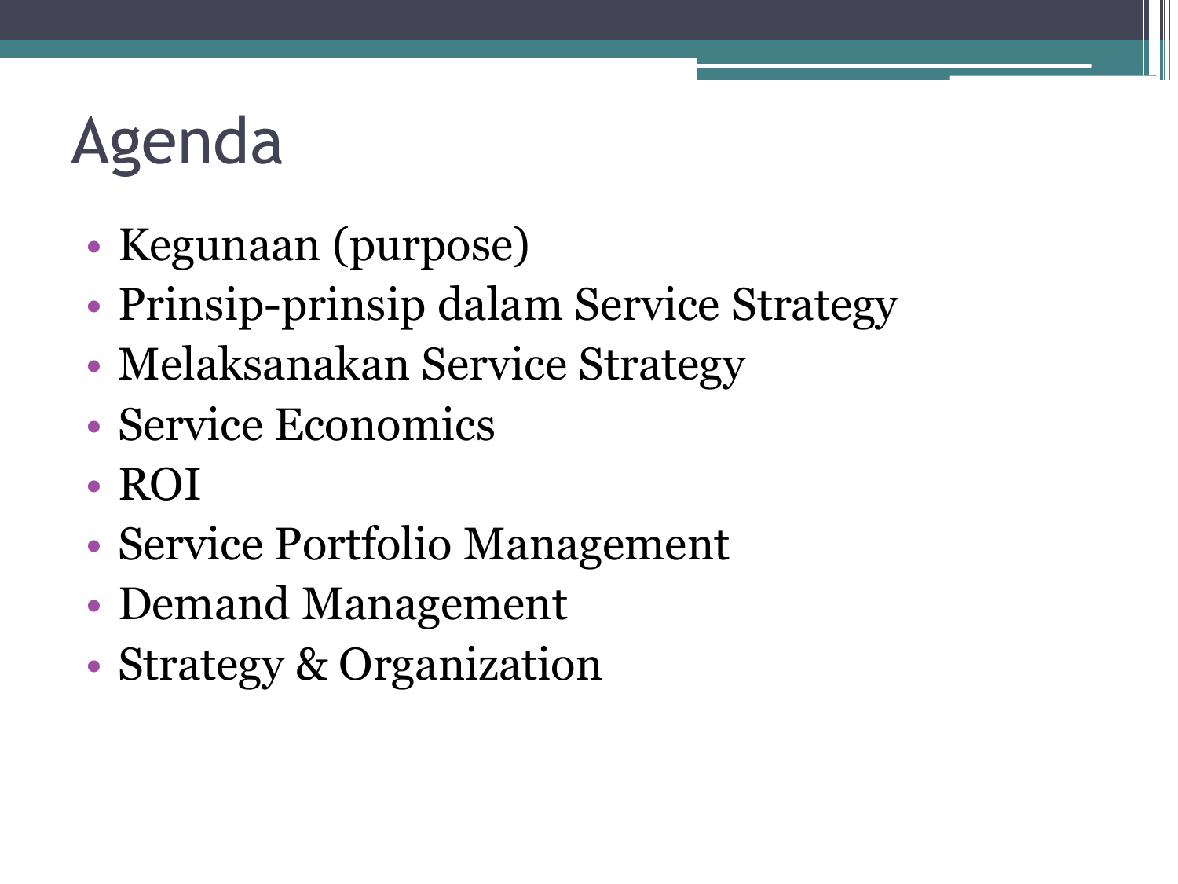# Agenda

- Kegunaan (purpose)
- Prinsip-prinsip dalam Service Strategy
- Melaksanakan Service Strategy
- Service Economics
- ROI
- Service Portfolio Management
- Demand Management
- Strategy & Organization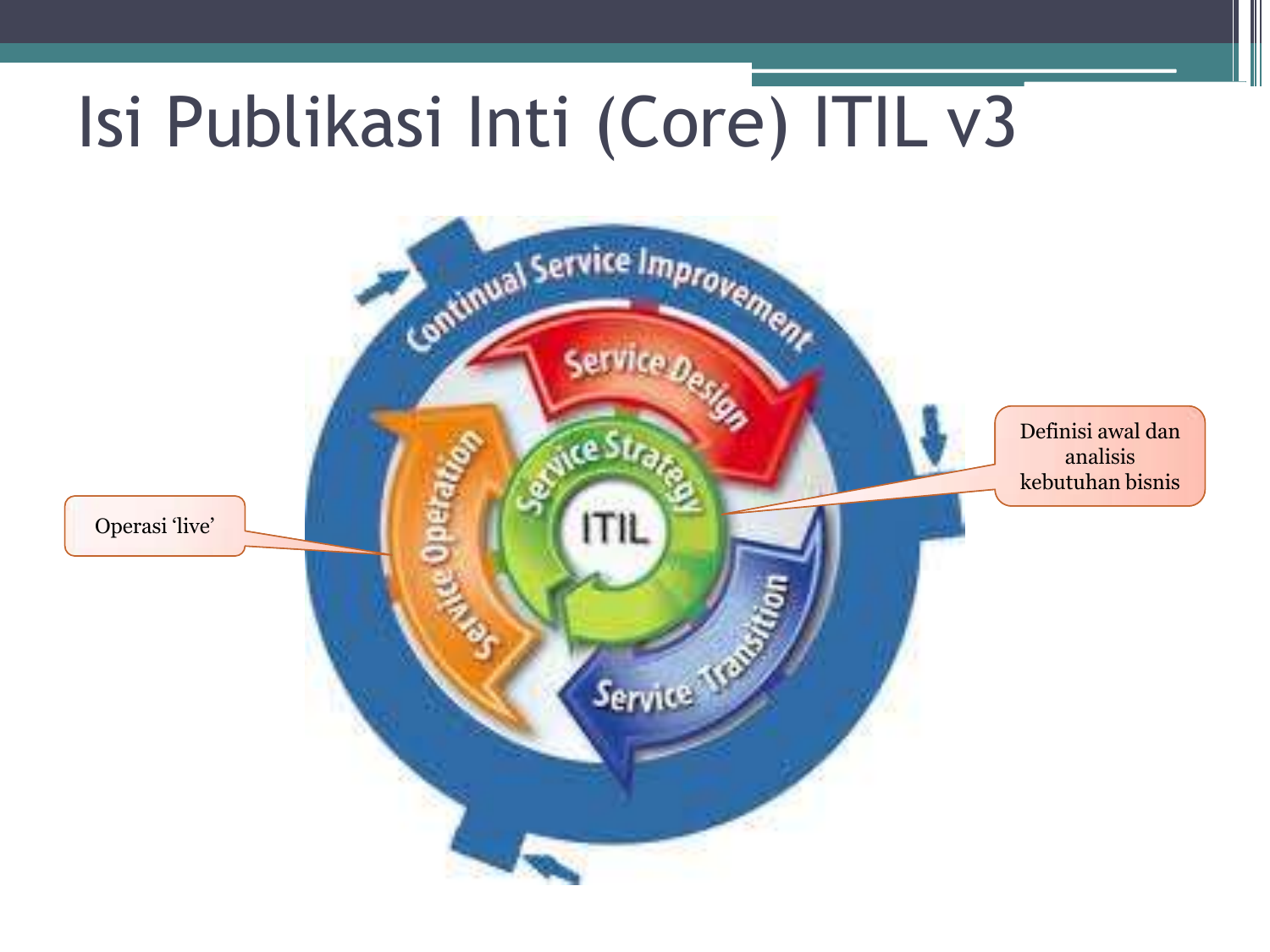# Isi Publikasi Inti (Core) ITIL v3

Operasi 'live'

Definisi awal dan analisis kebutuhan bisnis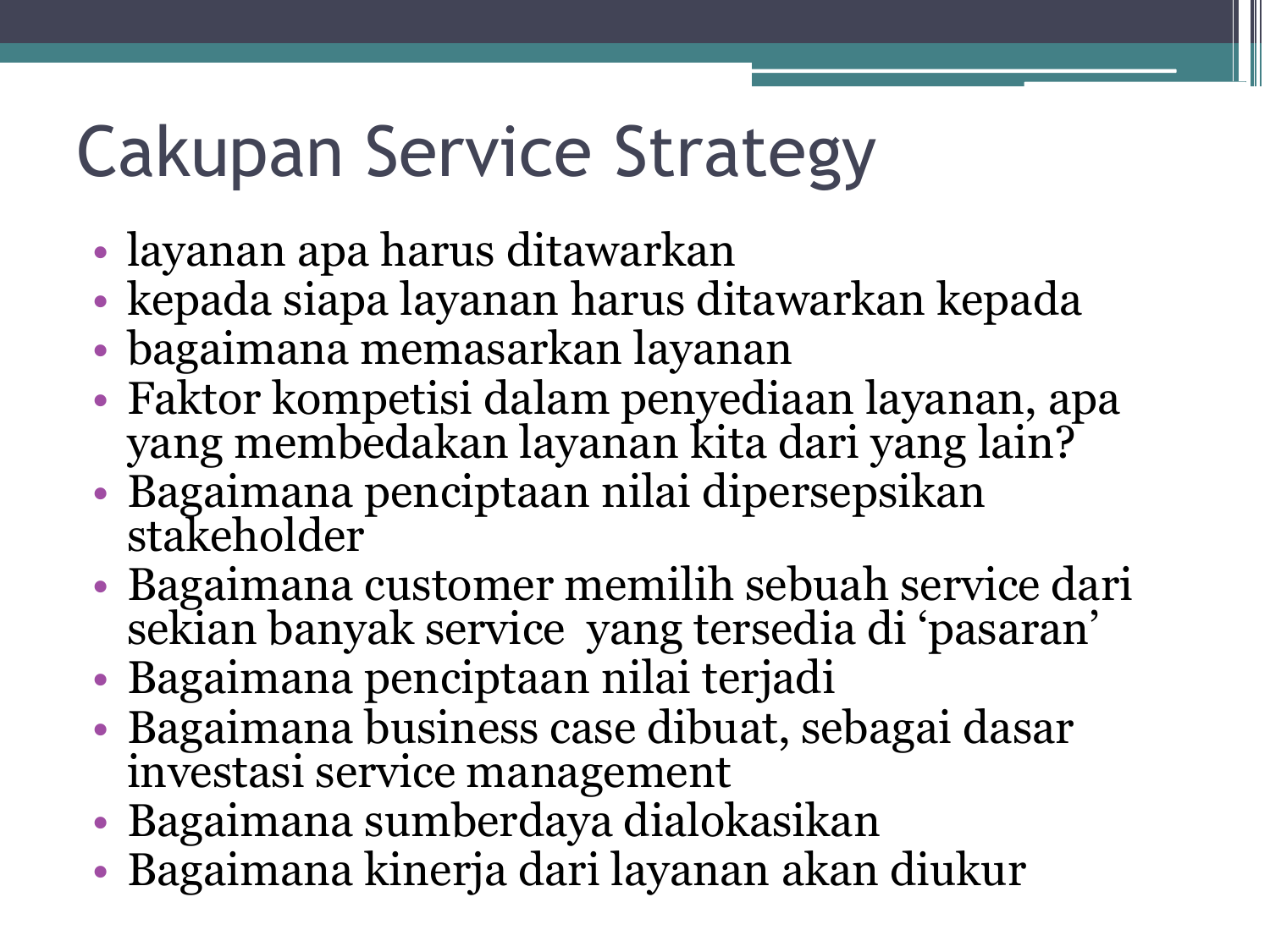# Cakupan Service Strategy

- layanan apa harus ditawarkan
- kepada siapa layanan harus ditawarkan kepada
- bagaimana memasarkan layanan
- Faktor kompetisi dalam penyediaan layanan, apa yang membedakan layanan kita dari yang lain?
- Bagaimana penciptaan nilai dipersepsikan stakeholder
- Bagaimana customer memilih sebuah service dari sekian banyak service yang tersedia di 'pasaran'
- Bagaimana penciptaan nilai terjadi
- Bagaimana business case dibuat, sebagai dasar investasi service management
- Bagaimana sumberdaya dialokasikan
- Bagaimana kinerja dari layanan akan diukur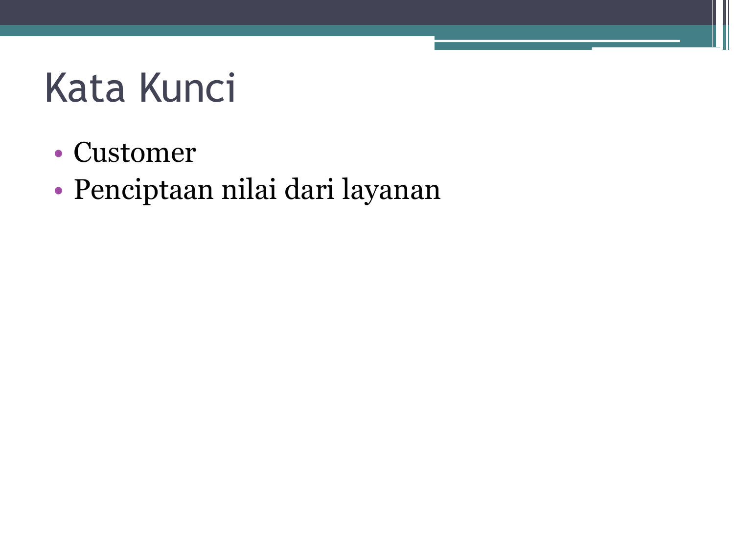# Kata Kunci

- Customer
- Penciptaan nilai dari layanan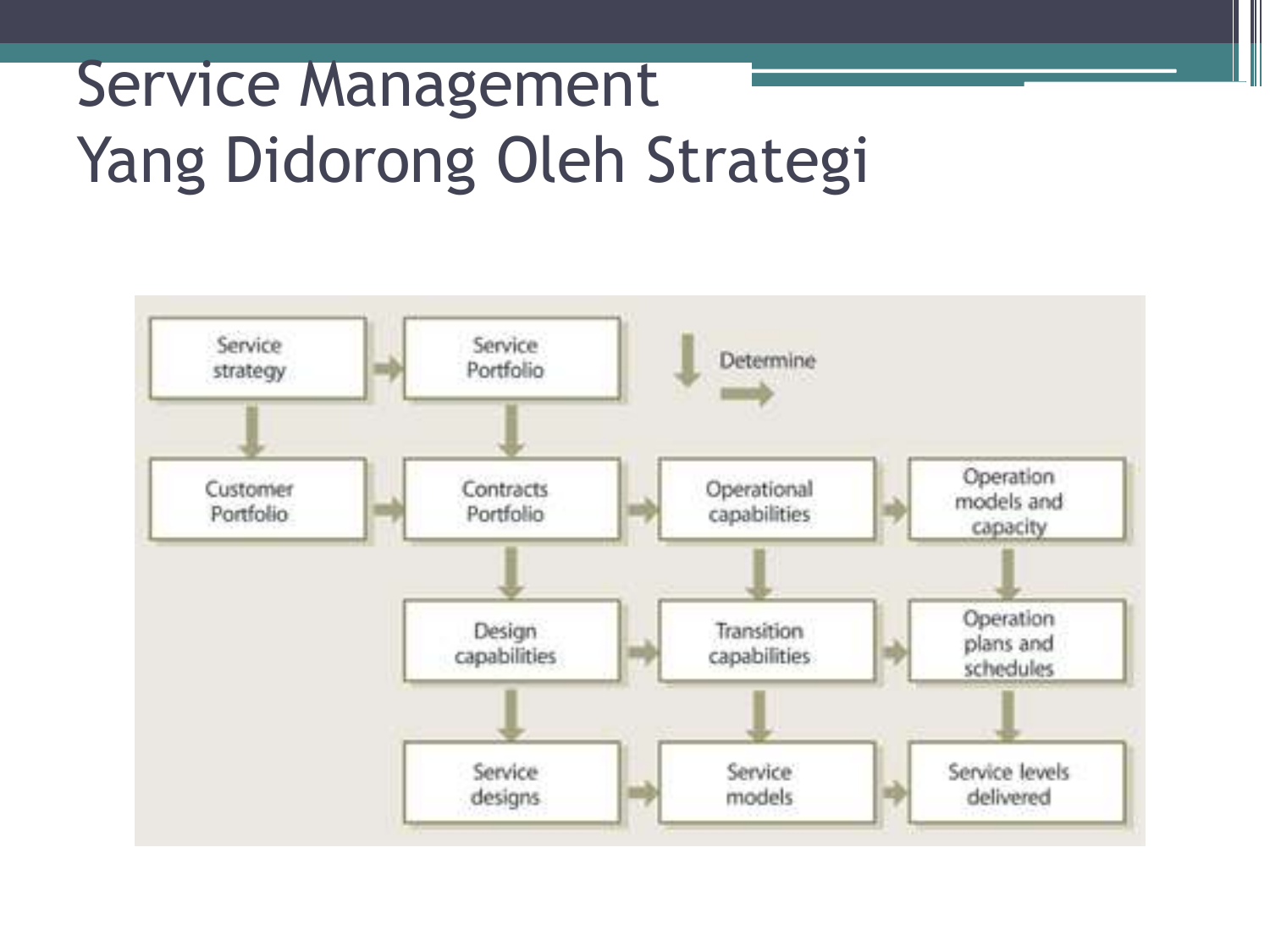# Service Management Yang Didorong Oleh Strategi

Service strategy → Service Portfolio

Determine

Customer Portfolio → Contracts Portfolio → Operational capabilities → Operation models and capacity

Design capabilities → Transition capabilities → Operation plans and schedules

Service designs → Service models → Service levels delivered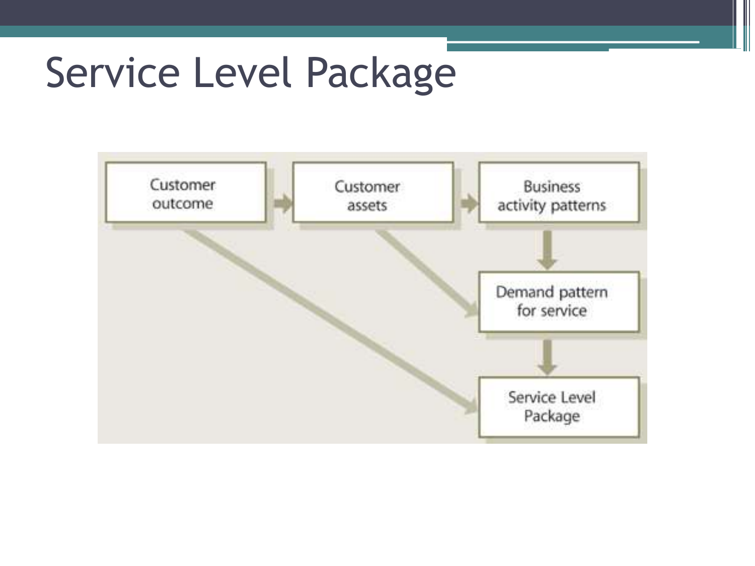# Service Level Package

Customer outcome

Customer assets

Business activity patterns

Demand pattern for service

Service Level Package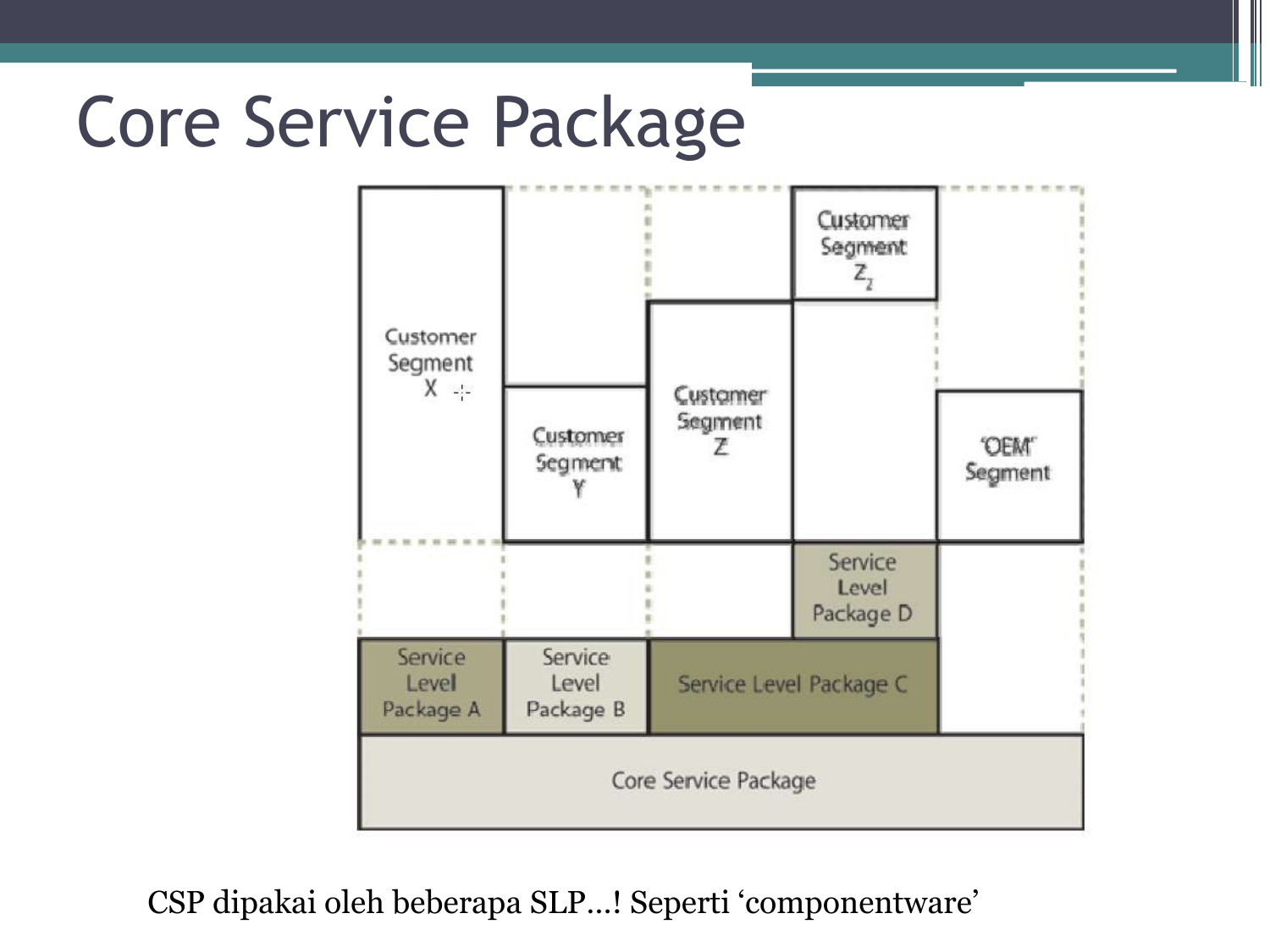# Core Service Package

Customer Segment X

Customer Segment Y

Customer Segment Z

Customer Segment $Z_1$

'OEM' Segment

Service Level Package A

Service Level Package B

Service Level Package C

Service Level Package D

Core Service Package

CSP dipakai oleh beberapa SLP…! Seperti 'componentware'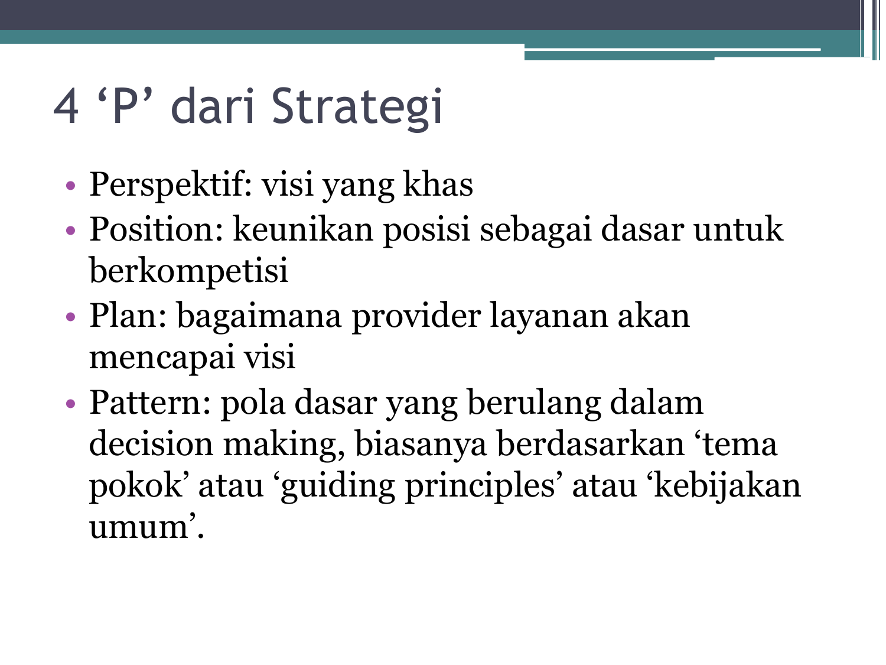# 4 ‘P’ dari Strategi

- Perspektif: visi yang khas
- Position: keunikan posisi sebagai dasar untuk berkompetisi
- Plan: bagaimana provider layanan akan mencapai visi
- Pattern: pola dasar yang berulang dalam decision making, biasanya berdasarkan ‘tema pokok’ atau ‘guiding principles’ atau ‘kebijakan umum’.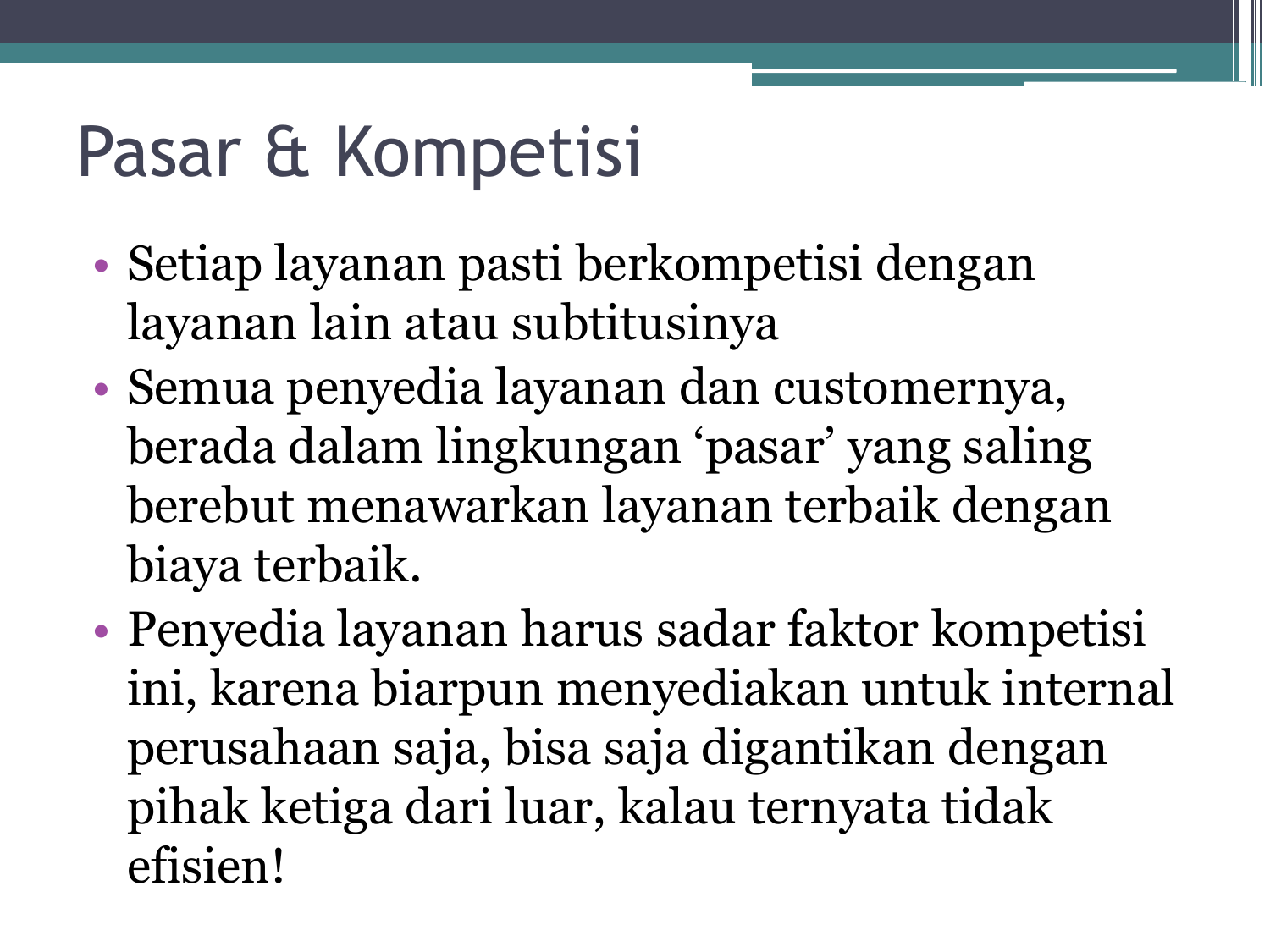# Pasar & Kompetisi

- Setiap layanan pasti berkompetisi dengan layanan lain atau subtitusinya
- Semua penyedia layanan dan customernya, berada dalam lingkungan 'pasar' yang saling berebut menawarkan layanan terbaik dengan biaya terbaik.
- Penyedia layanan harus sadar faktor kompetisi ini, karena biarpun menyediakan untuk internal perusahaan saja, bisa saja digantikan dengan pihak ketiga dari luar, kalau ternyata tidak efisien!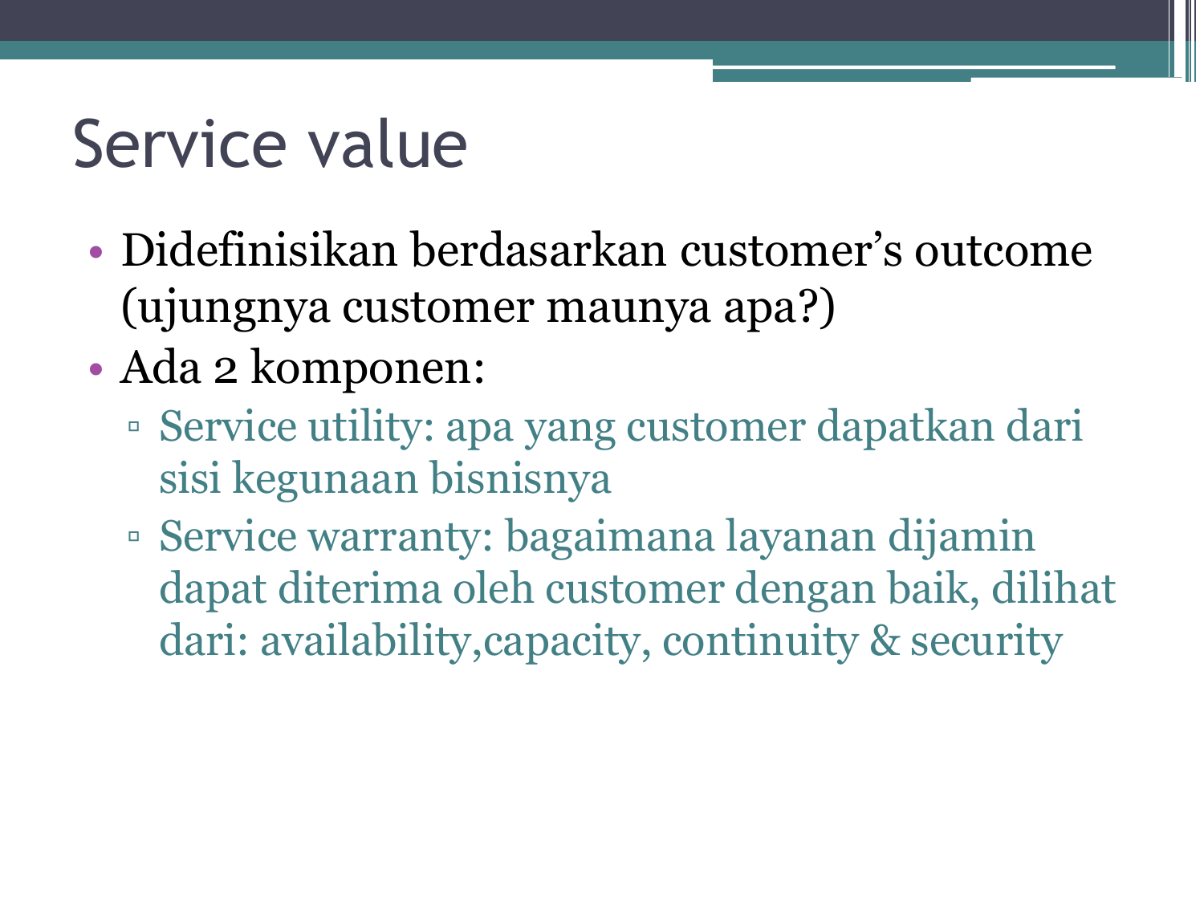# Service value

- Didefinisikan berdasarkan customer's outcome (ujungnya customer maunya apa?)
- Ada 2 komponen:
  - Service utility: apa yang customer dapatkan dari sisi kegunaan bisnisnya
  - Service warranty: bagaimana layanan dijamin dapat diterima oleh customer dengan baik, dilihat dari: availability,capacity, continuity & security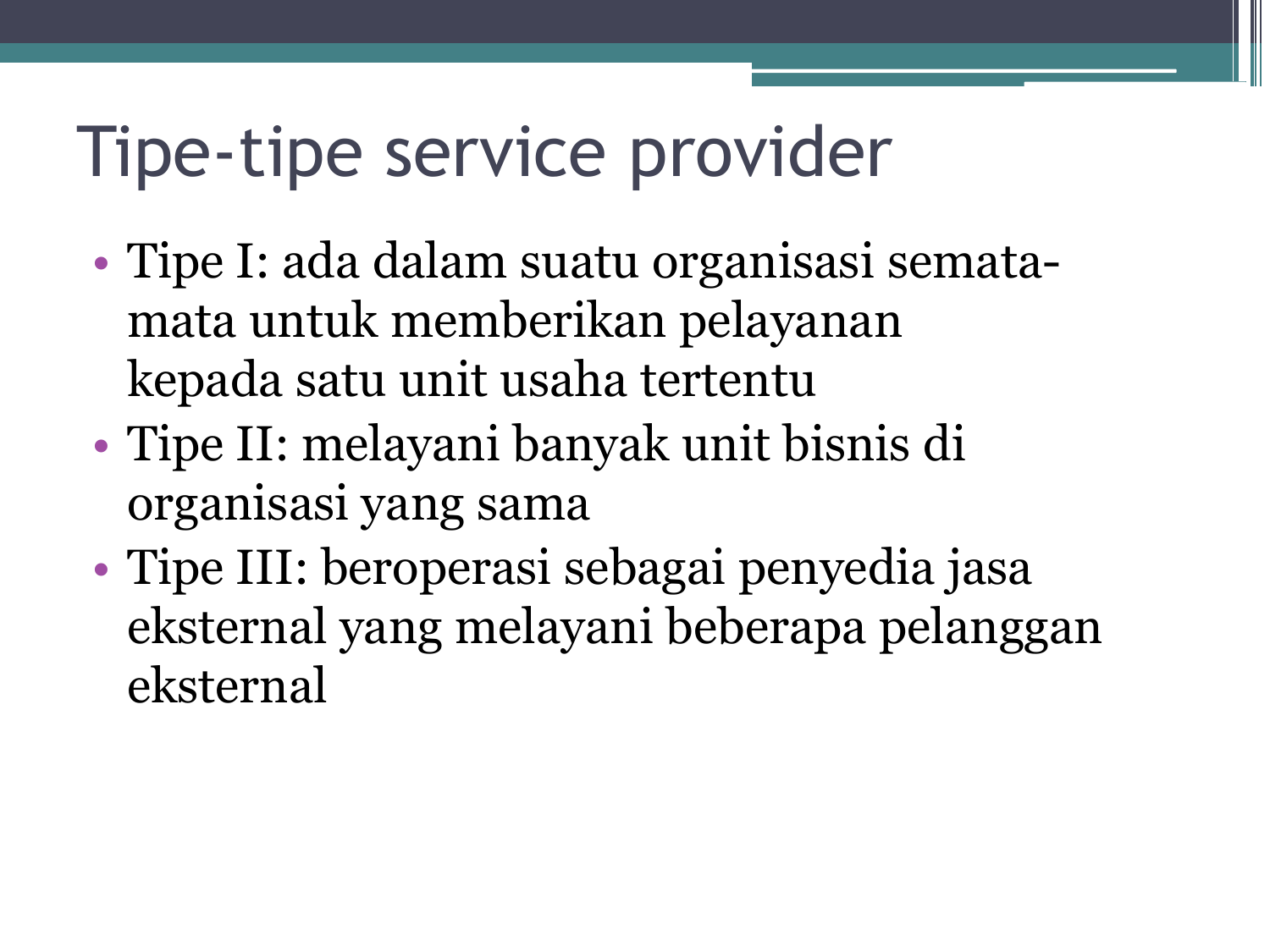# Tipe-tipe service provider

- Tipe I: ada dalam suatu organisasi semata-mata untuk memberikan pelayanan kepada satu unit usaha tertentu
- Tipe II: melayani banyak unit bisnis di organisasi yang sama
- Tipe III: beroperasi sebagai penyedia jasa eksternal yang melayani beberapa pelanggan eksternal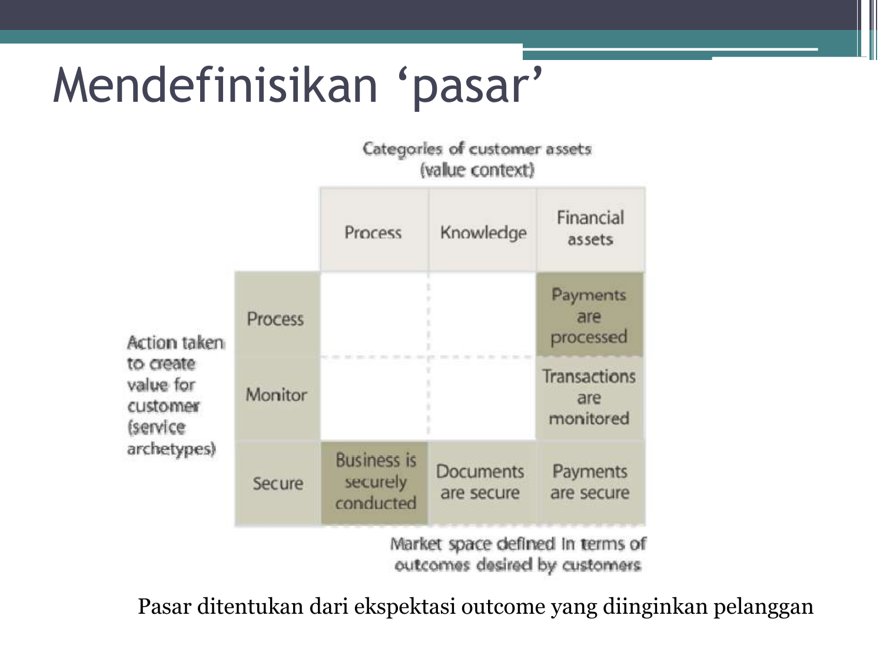# Mendefinisikan 'pasar'

Categories of customer assets (value context)

| Action taken to create value for customer (service archetypes) | Process | Knowledge | Financial assets |
|---|---|---|---|
| Process | | | Payments are processed |
| Monitor | | | Transactions are monitored |
| Secure | Business is securely conducted | Documents are secure | Payments are secure |

Market space defined in terms of outcomes desired by customers

Pasar ditentukan dari ekspektasi outcome yang diinginkan pelanggan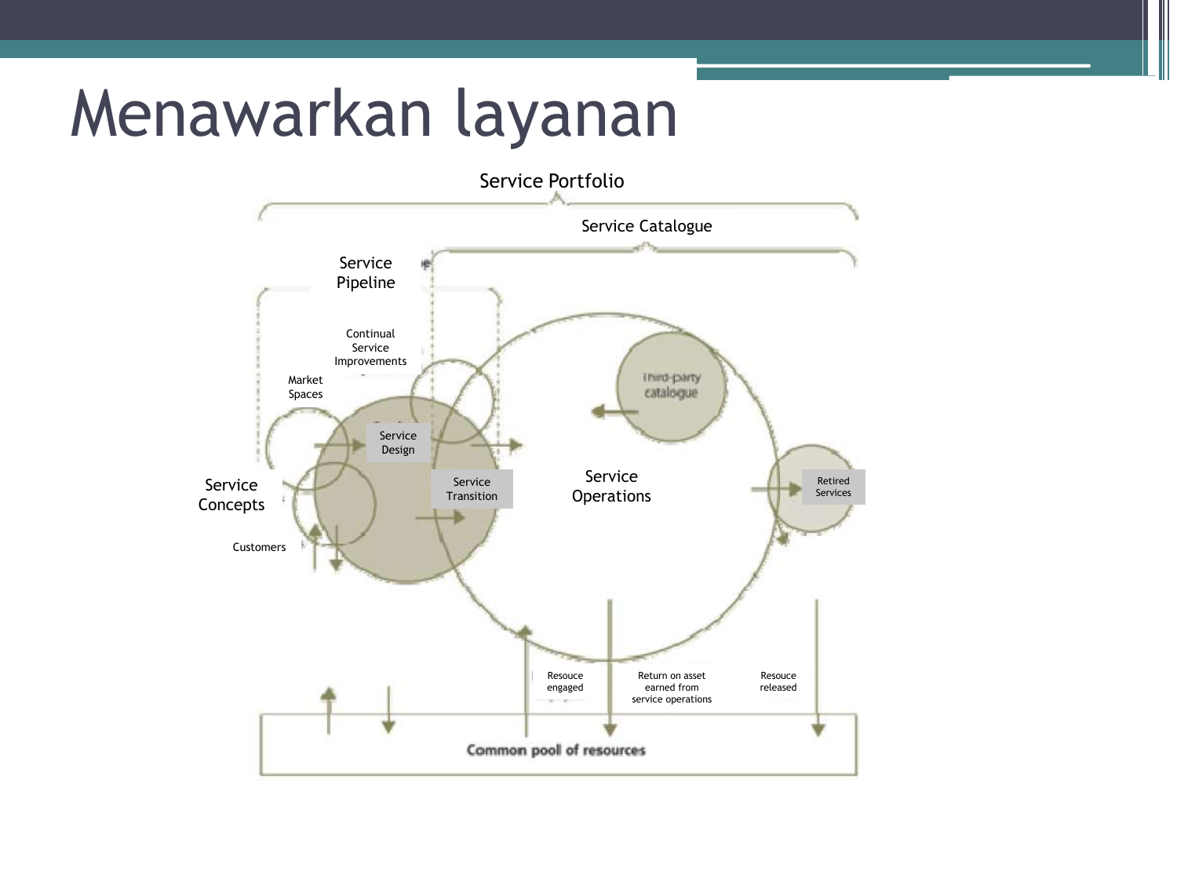# Menawarkan layanan

Service Portfolio

Service Catalogue

Service Pipeline

Continual Service Improvements

Market Spaces

Service Design

Service Transition

Service Concepts

Customers

Third-party catalogue

Service Operations

Retired Services

Resouce engaged

Return on asset earned from service operations

Resouce released

Common pool of resources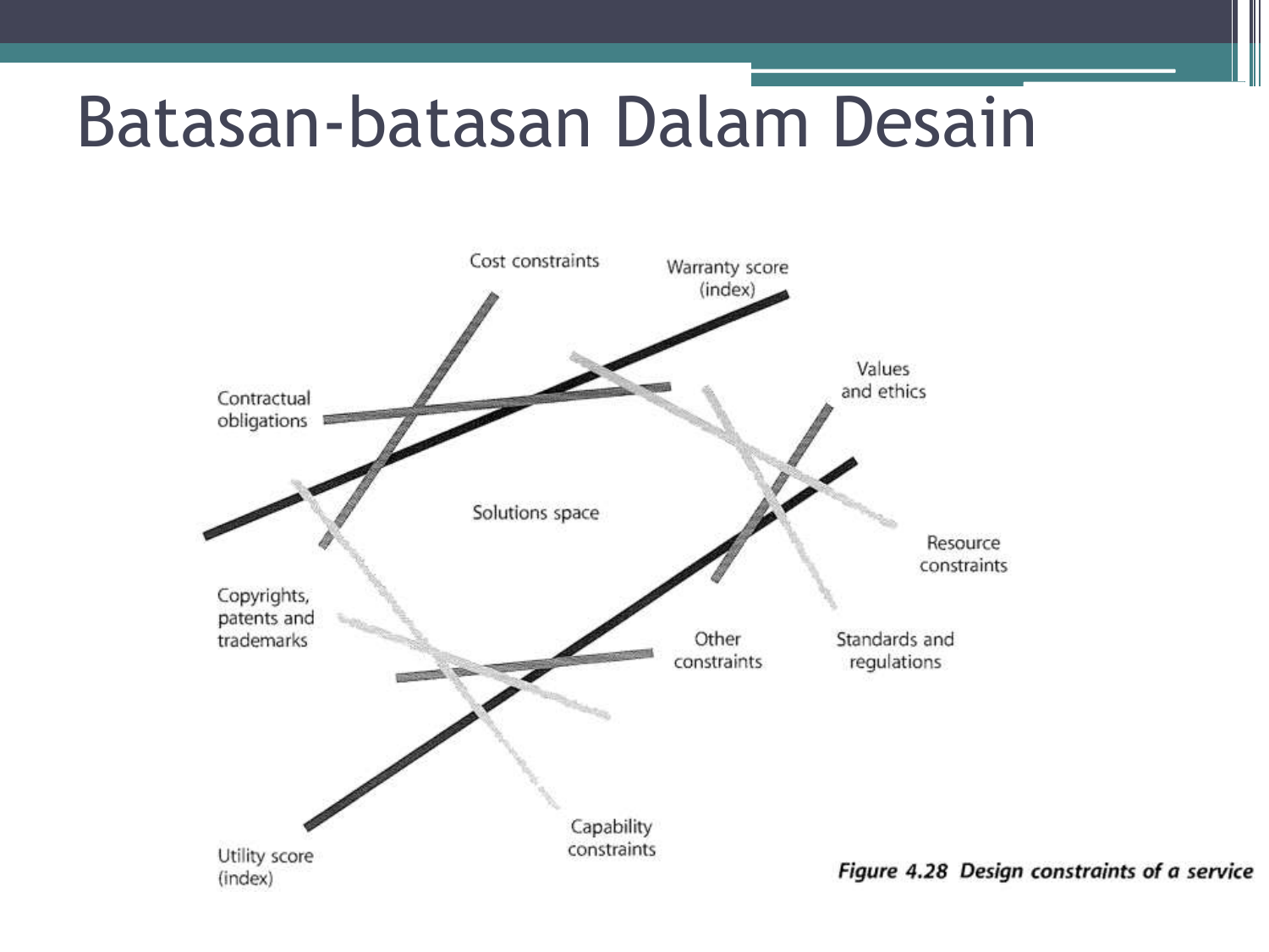# Batasan-batasan Dalam Desain

Cost constraints

Warranty score (index)

Contractual obligations

Values and ethics

Solutions space

Resource constraints

Copyrights, patents and trademarks

Other constraints

Standards and regulations

Capability constraints

Utility score (index)

***Figure 4.28 Design constraints of a service***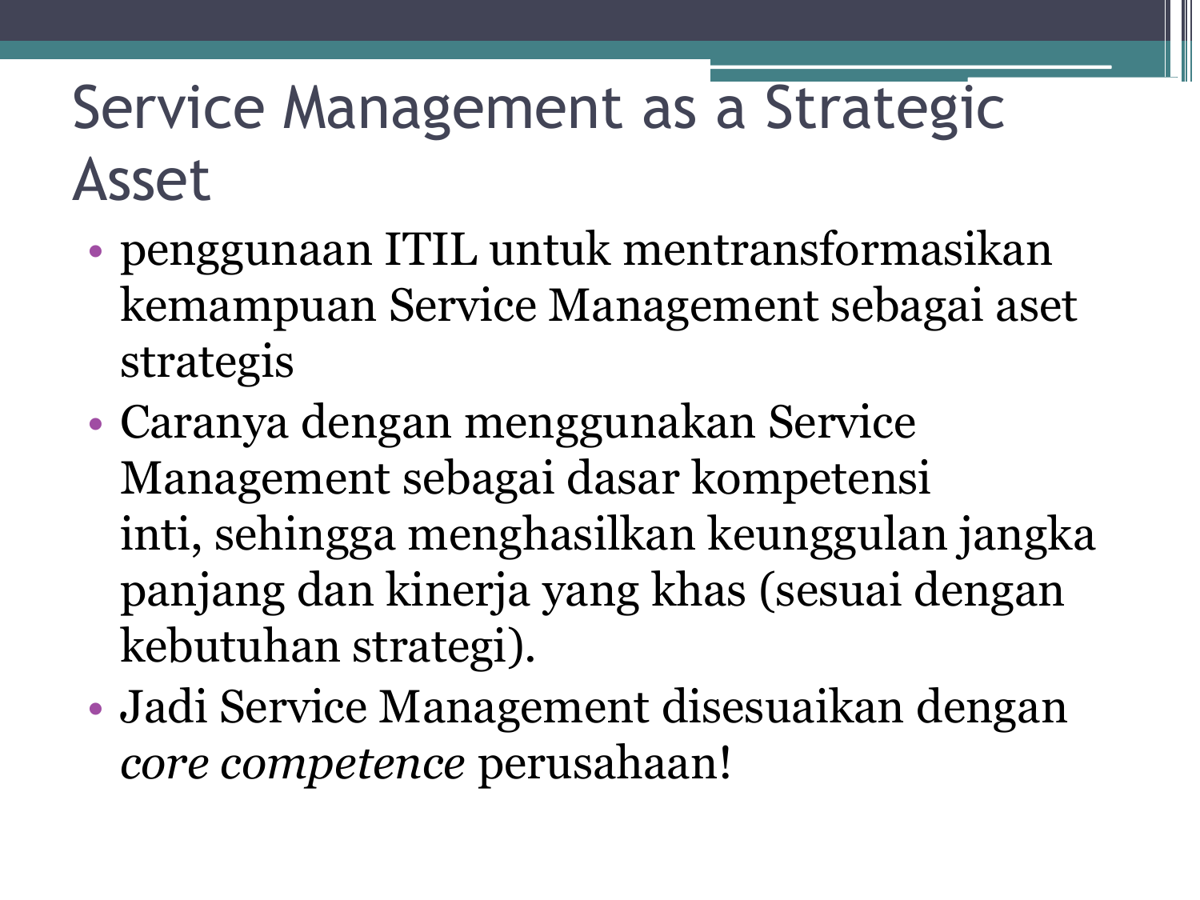# Service Management as a Strategic Asset

- penggunaan ITIL untuk mentransformasikan kemampuan Service Management sebagai aset strategis
- Caranya dengan menggunakan Service Management sebagai dasar kompetensi inti, sehingga menghasilkan keunggulan jangka panjang dan kinerja yang khas (sesuai dengan kebutuhan strategi).
- Jadi Service Management disesuaikan dengan *core competence* perusahaan!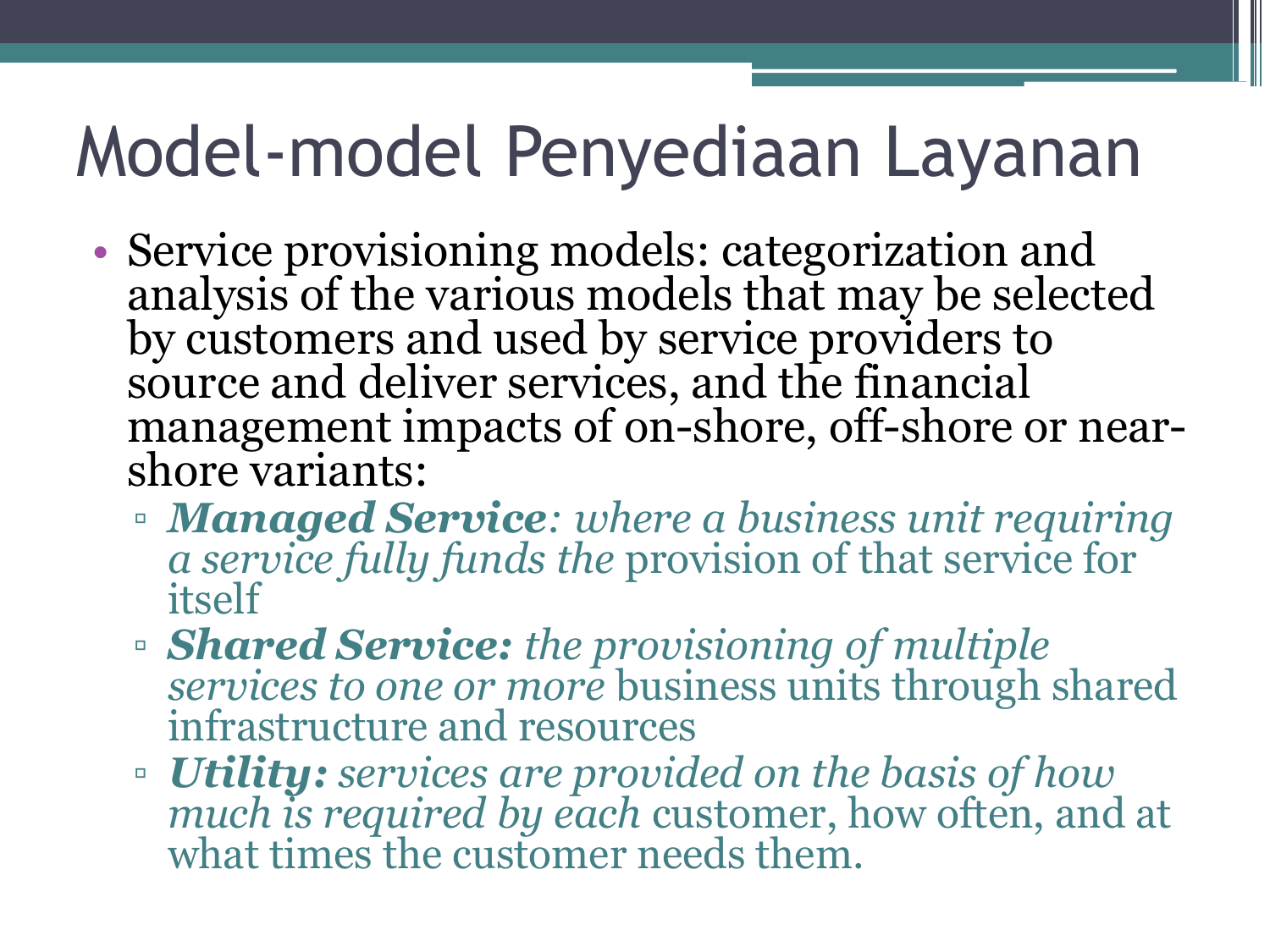# Model-model Penyediaan Layanan

- Service provisioning models: categorization and analysis of the various models that may be selected by customers and used by service providers to source and deliver services, and the financial management impacts of on-shore, off-shore or near-shore variants:
  - ***Managed Service**: where a business unit requiring a service fully funds the* provision of that service for itself
  - ***Shared Service:** the provisioning of multiple services to one or more* business units through shared infrastructure and resources
  - ***Utility:** services are provided on the basis of how much is required by each* customer, how often, and at what times the customer needs them.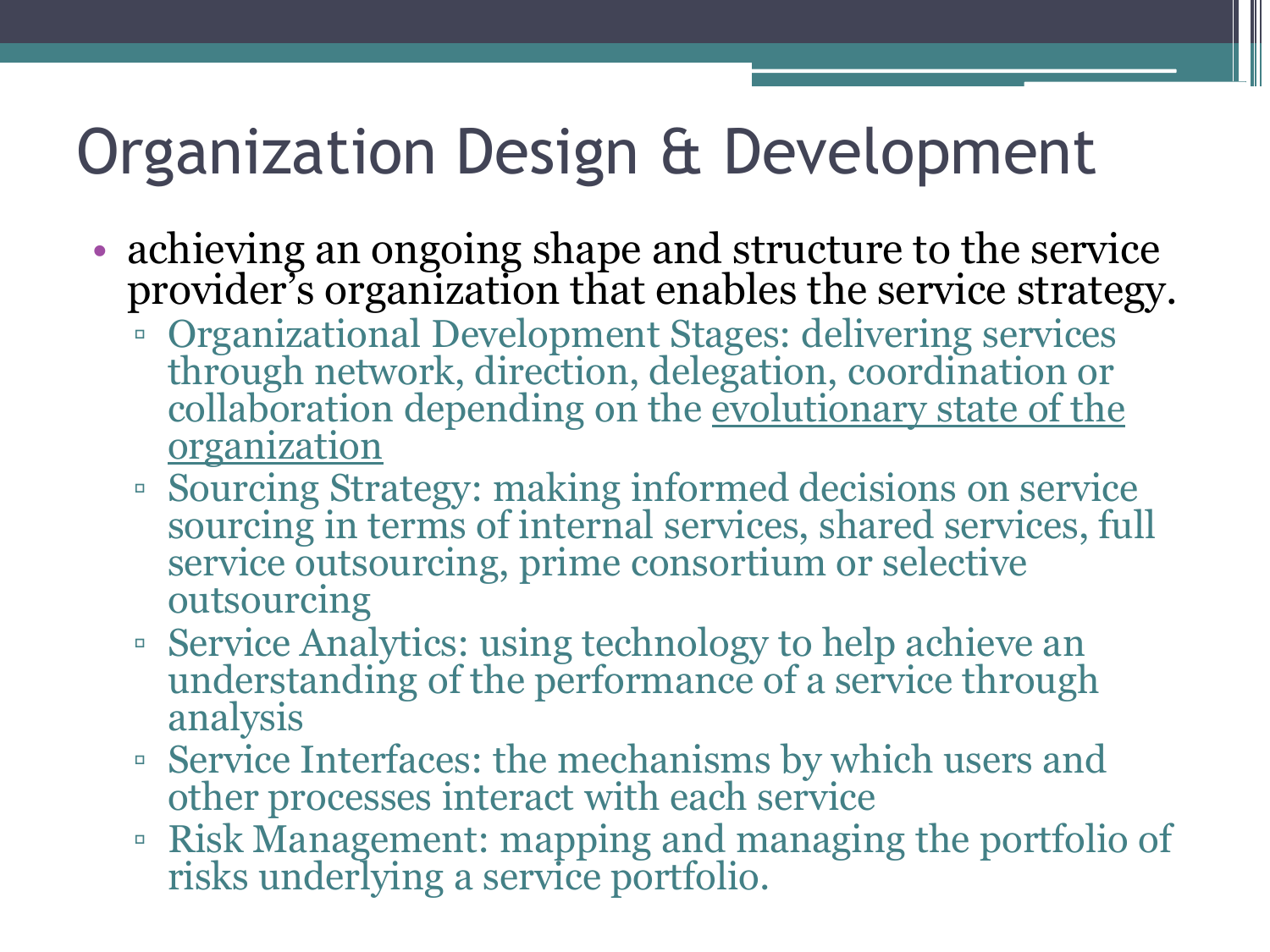# Organization Design & Development

- achieving an ongoing shape and structure to the service provider's organization that enables the service strategy.
  - Organizational Development Stages: delivering services through network, direction, delegation, coordination or collaboration depending on the <u>evolutionary state of the organization</u>
  - Sourcing Strategy: making informed decisions on service sourcing in terms of internal services, shared services, full service outsourcing, prime consortium or selective outsourcing
  - Service Analytics: using technology to help achieve an understanding of the performance of a service through analysis
  - Service Interfaces: the mechanisms by which users and other processes interact with each service
  - Risk Management: mapping and managing the portfolio of risks underlying a service portfolio.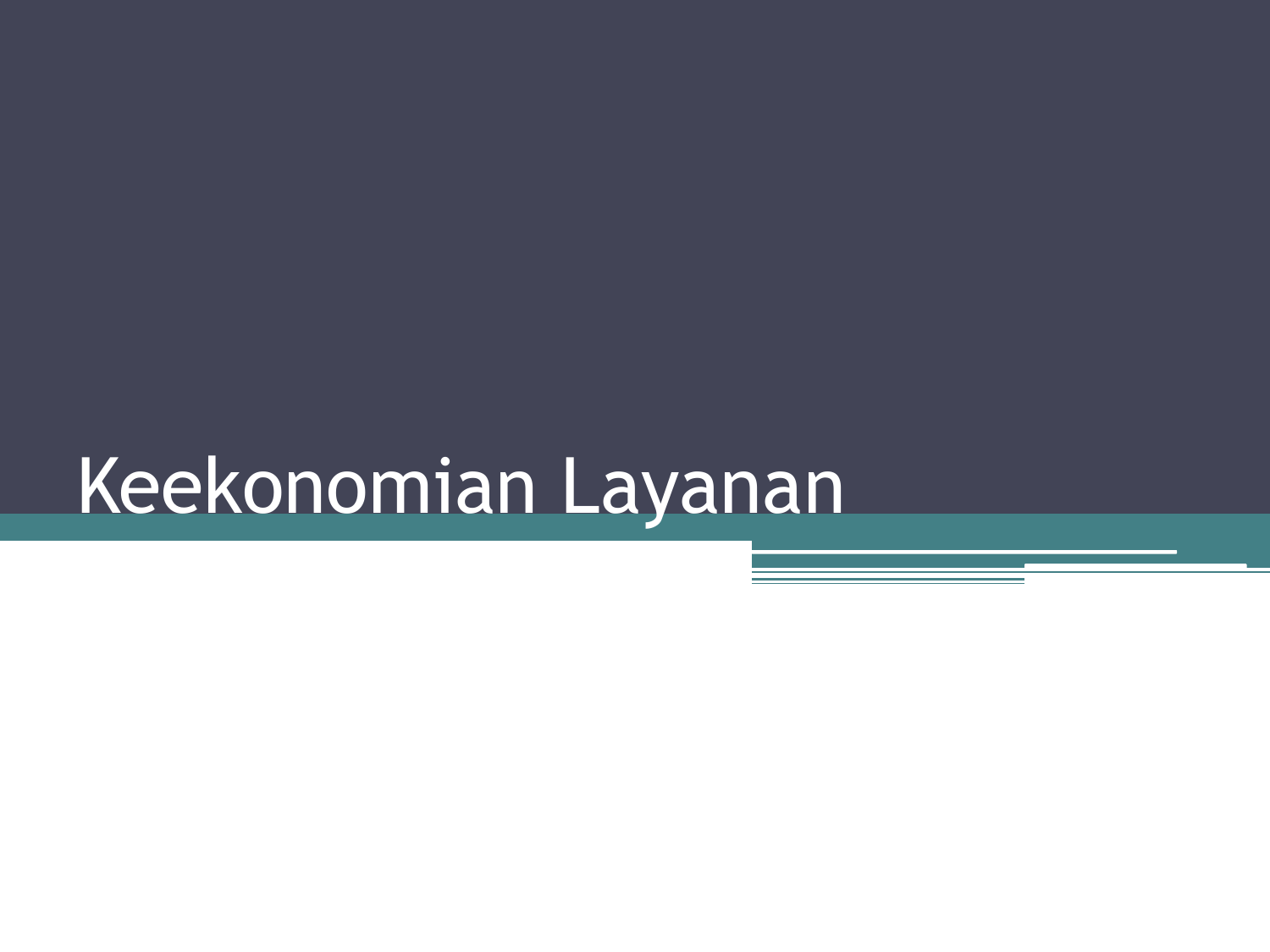# Keekonomian Layanan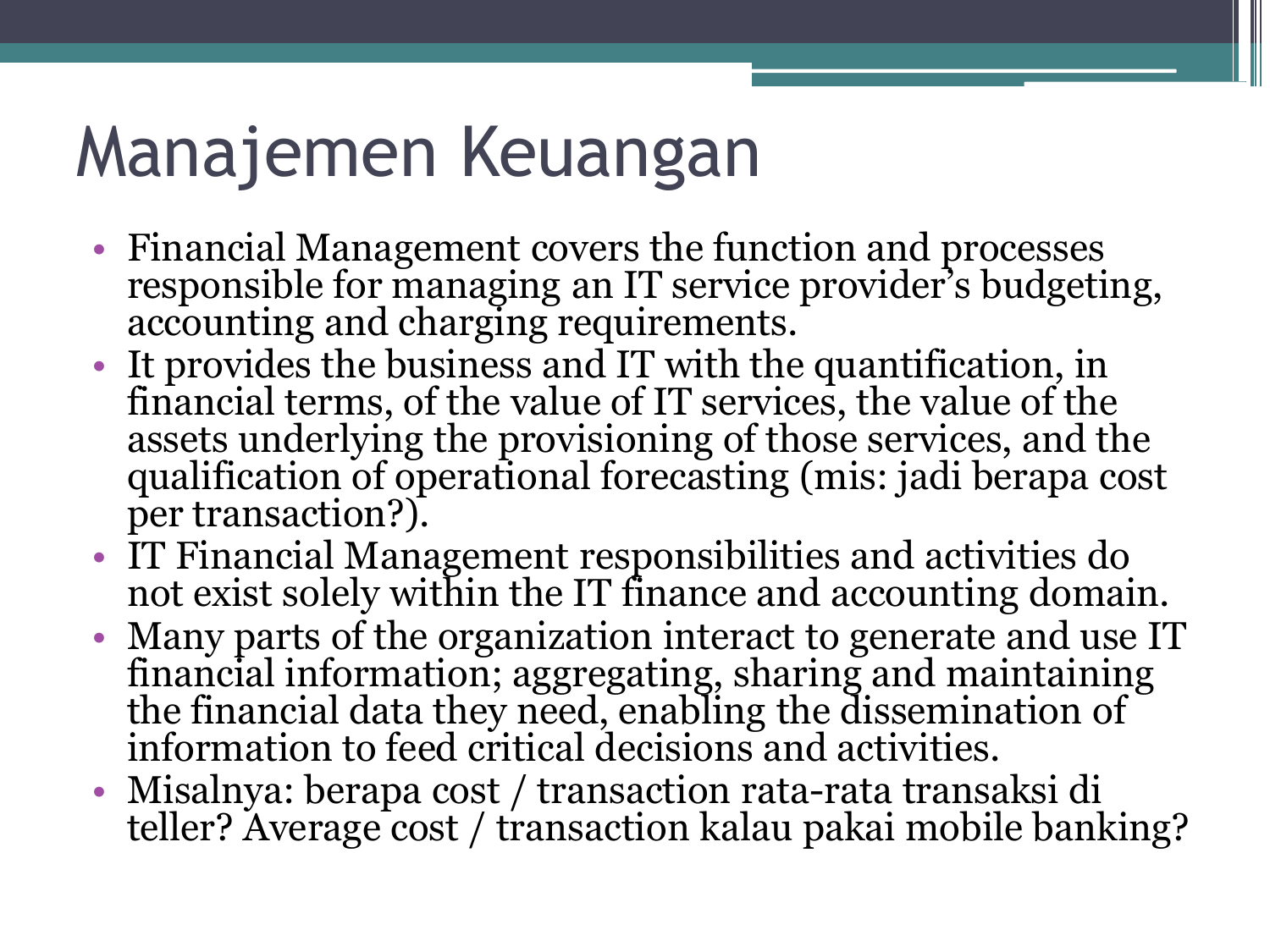# Manajemen Keuangan

- Financial Management covers the function and processes responsible for managing an IT service provider's budgeting, accounting and charging requirements.
- It provides the business and IT with the quantification, in financial terms, of the value of IT services, the value of the assets underlying the provisioning of those services, and the qualification of operational forecasting (mis: jadi berapa cost per transaction?).
- IT Financial Management responsibilities and activities do not exist solely within the IT finance and accounting domain.
- Many parts of the organization interact to generate and use IT financial information; aggregating, sharing and maintaining the financial data they need, enabling the dissemination of information to feed critical decisions and activities.
- Misalnya: berapa cost / transaction rata-rata transaksi di teller? Average cost / transaction kalau pakai mobile banking?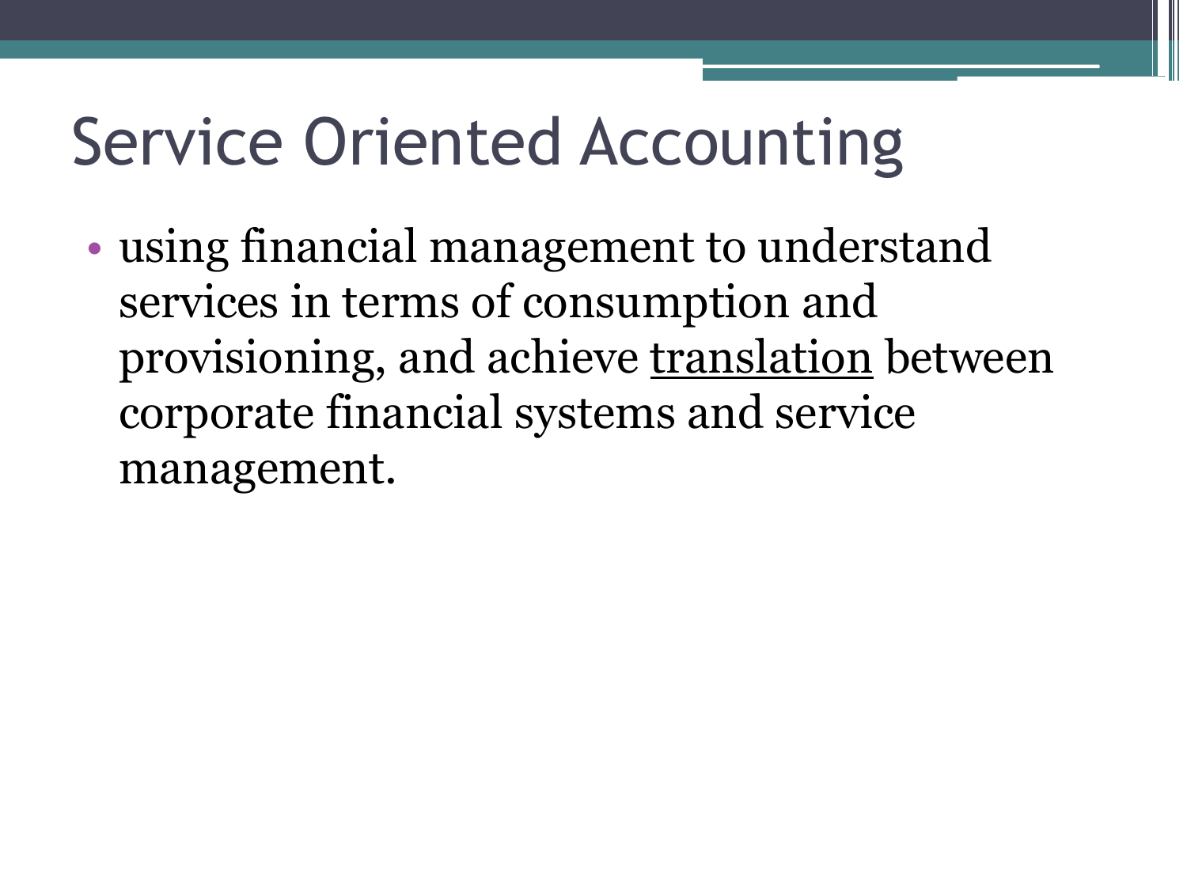# Service Oriented Accounting

- using financial management to understand services in terms of consumption and provisioning, and achieve <u>translation</u> between corporate financial systems and service management.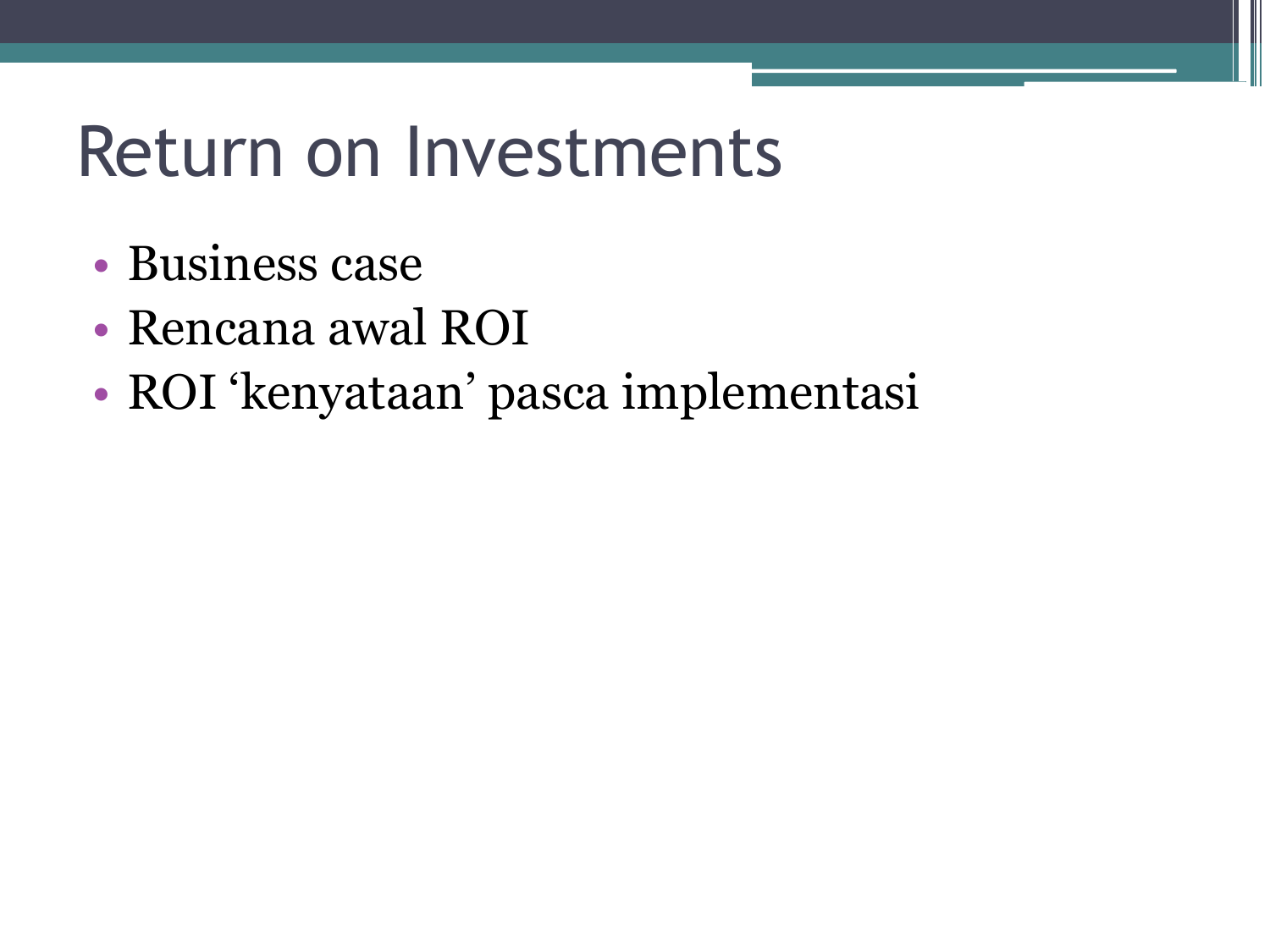# Return on Investments

- Business case
- Rencana awal ROI
- ROI ‘kenyataan’ pasca implementasi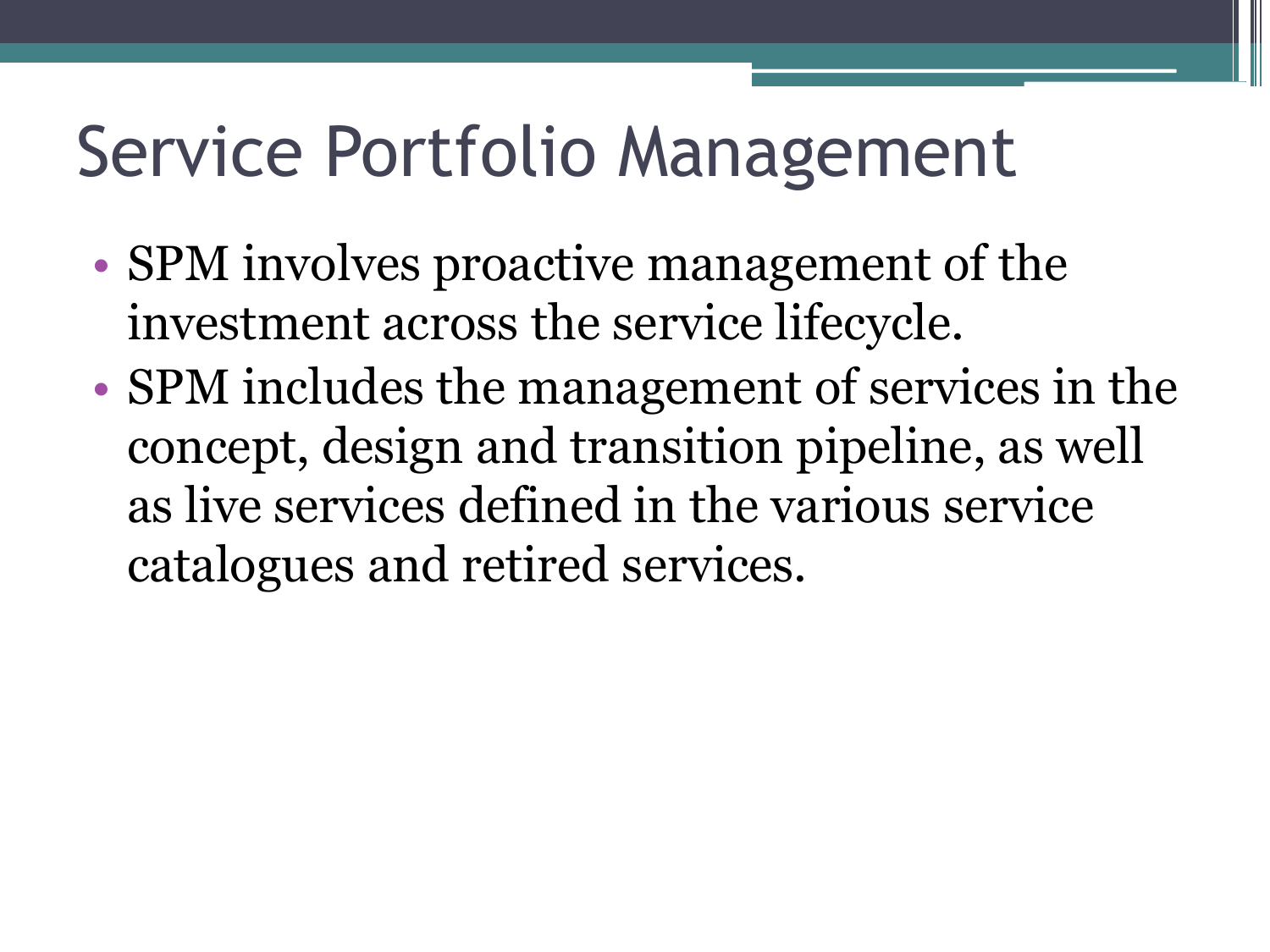# Service Portfolio Management

- SPM involves proactive management of the investment across the service lifecycle.
- SPM includes the management of services in the concept, design and transition pipeline, as well as live services defined in the various service catalogues and retired services.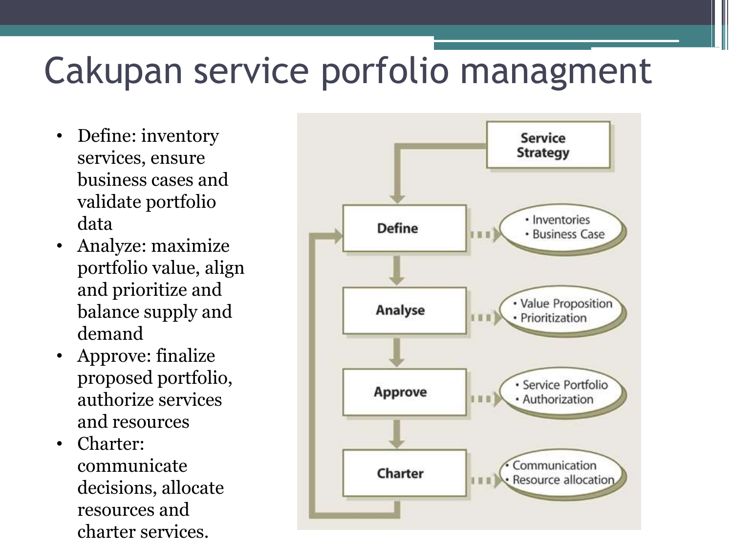# Cakupan service porfolio managment

- Define: inventory services, ensure business cases and validate portfolio data
- Analyze: maximize portfolio value, align and prioritize and balance supply and demand
- Approve: finalize proposed portfolio, authorize services and resources
- Charter: communicate decisions, allocate resources and charter services.

Service Strategy

Define — Inventories, Business Case

Analyse — Value Proposition, Prioritization

Approve — Service Portfolio, Authorization

Charter — Communication, Resource allocation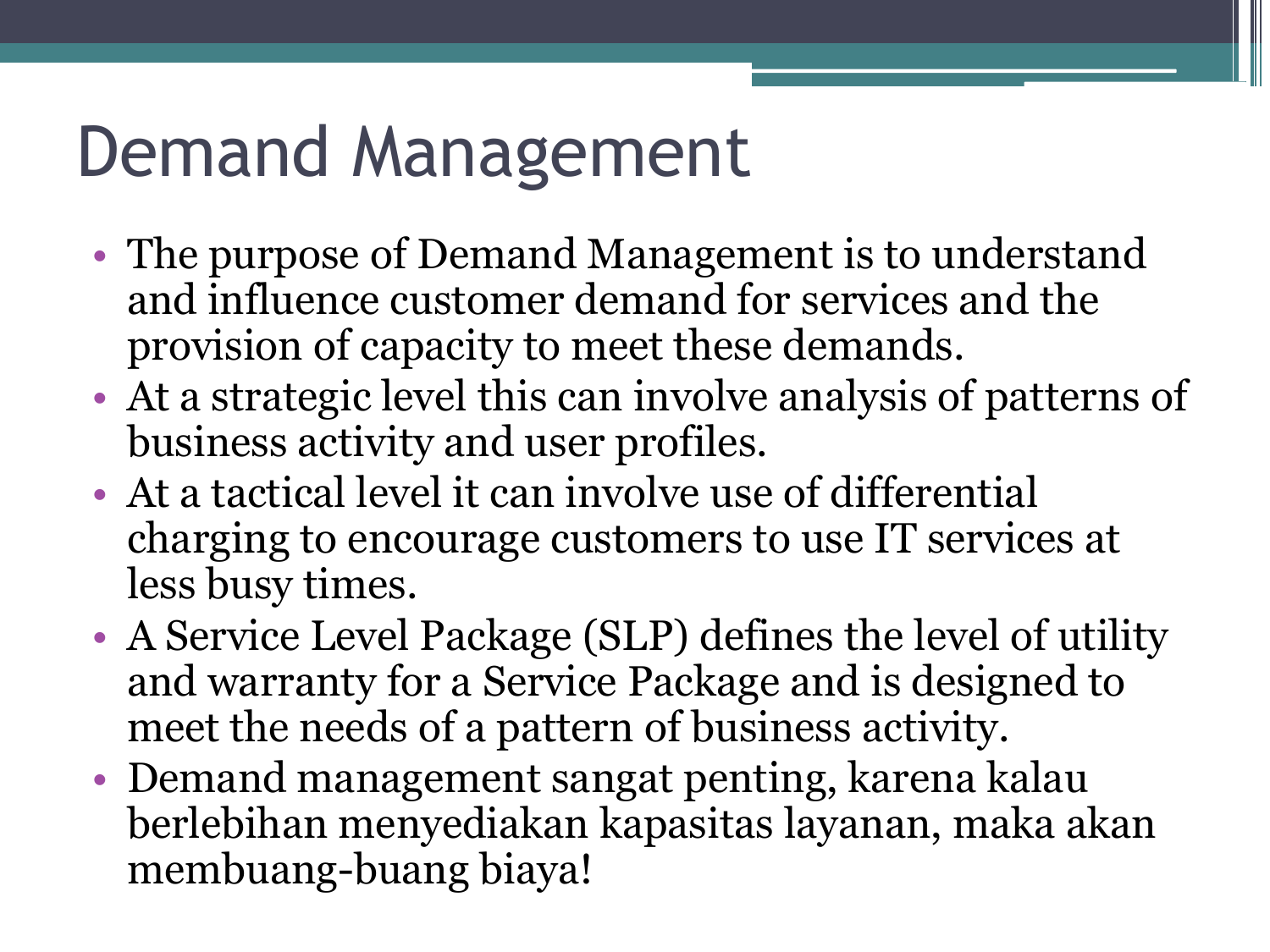# Demand Management

- The purpose of Demand Management is to understand and influence customer demand for services and the provision of capacity to meet these demands.
- At a strategic level this can involve analysis of patterns of business activity and user profiles.
- At a tactical level it can involve use of differential charging to encourage customers to use IT services at less busy times.
- A Service Level Package (SLP) defines the level of utility and warranty for a Service Package and is designed to meet the needs of a pattern of business activity.
- Demand management sangat penting, karena kalau berlebihan menyediakan kapasitas layanan, maka akan membuang-buang biaya!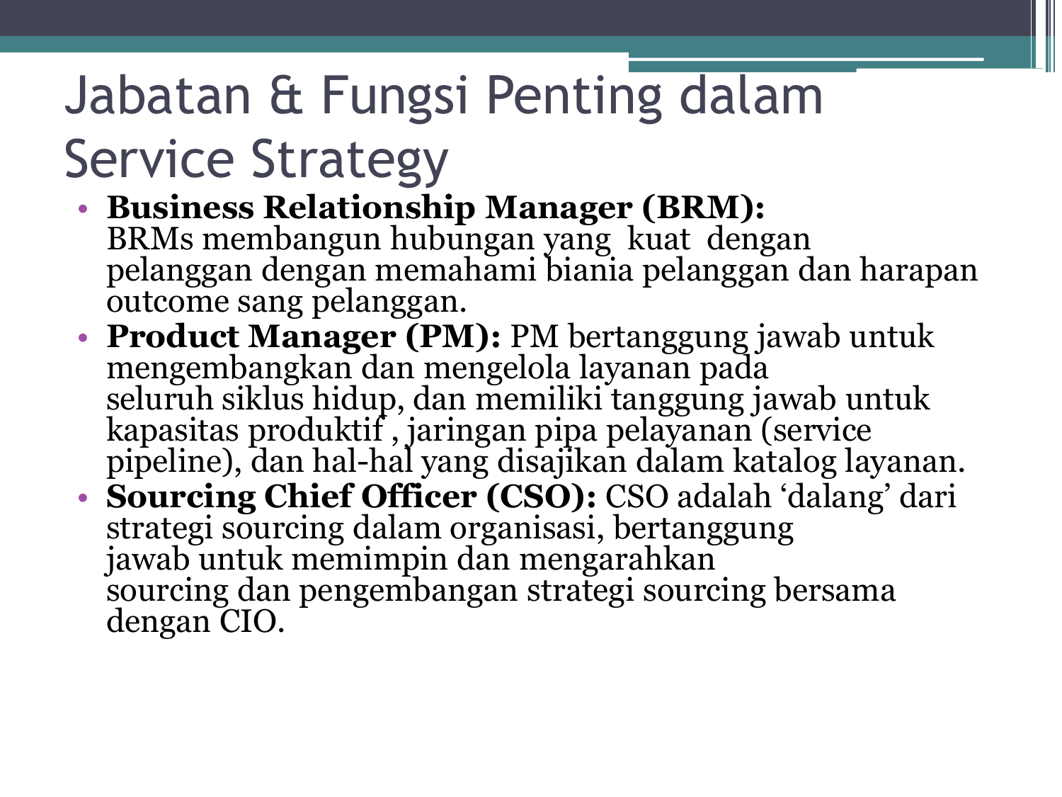# Jabatan & Fungsi Penting dalam Service Strategy

- **Business Relationship Manager (BRM):** BRMs membangun hubungan yang kuat dengan pelanggan dengan memahami biania pelanggan dan harapan outcome sang pelanggan.
- **Product Manager (PM):** PM bertanggung jawab untuk mengembangkan dan mengelola layanan pada seluruh siklus hidup, dan memiliki tanggung jawab untuk kapasitas produktif , jaringan pipa pelayanan (service pipeline), dan hal-hal yang disajikan dalam katalog layanan.
- **Sourcing Chief Officer (CSO):** CSO adalah 'dalang' dari strategi sourcing dalam organisasi, bertanggung jawab untuk memimpin dan mengarahkan sourcing dan pengembangan strategi sourcing bersama dengan CIO.